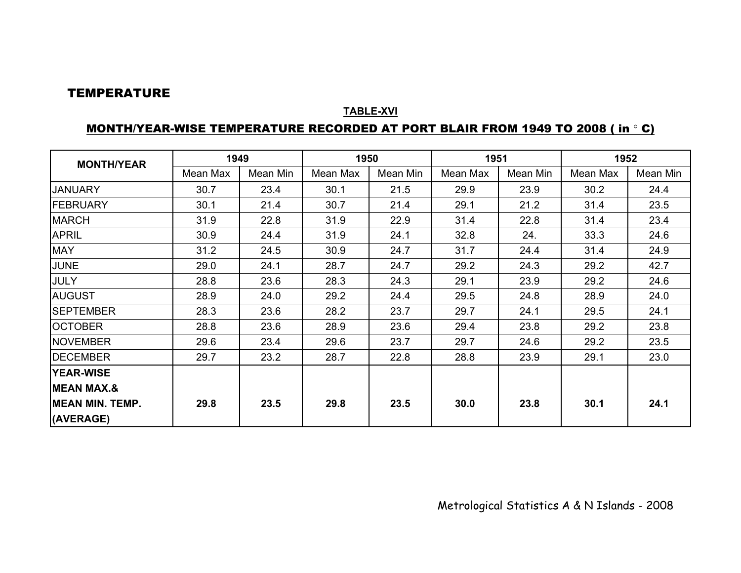# TEMPERATURE

**TABLE-XVI**

**MONTH/YEAR-WISE TEMPERATURE RECORDED AT PORT BLAIR FROM 1949 TO 2008 ( in ° C)**

| MONTH/YEAR | 1949 | | 1950 | | 1951 | | 1952 | |
|---|---|---|---|---|---|---|---|---|
| | Mean Max | Mean Min | Mean Max | Mean Min | Mean Max | Mean Min | Mean Max | Mean Min |
| JANUARY | 30.7 | 23.4 | 30.1 | 21.5 | 29.9 | 23.9 | 30.2 | 24.4 |
| FEBRUARY | 30.1 | 21.4 | 30.7 | 21.4 | 29.1 | 21.2 | 31.4 | 23.5 |
| MARCH | 31.9 | 22.8 | 31.9 | 22.9 | 31.4 | 22.8 | 31.4 | 23.4 |
| APRIL | 30.9 | 24.4 | 31.9 | 24.1 | 32.8 | 24. | 33.3 | 24.6 |
| MAY | 31.2 | 24.5 | 30.9 | 24.7 | 31.7 | 24.4 | 31.4 | 24.9 |
| JUNE | 29.0 | 24.1 | 28.7 | 24.7 | 29.2 | 24.3 | 29.2 | 42.7 |
| JULY | 28.8 | 23.6 | 28.3 | 24.3 | 29.1 | 23.9 | 29.2 | 24.6 |
| AUGUST | 28.9 | 24.0 | 29.2 | 24.4 | 29.5 | 24.8 | 28.9 | 24.0 |
| SEPTEMBER | 28.3 | 23.6 | 28.2 | 23.7 | 29.7 | 24.1 | 29.5 | 24.1 |
| OCTOBER | 28.8 | 23.6 | 28.9 | 23.6 | 29.4 | 23.8 | 29.2 | 23.8 |
| NOVEMBER | 29.6 | 23.4 | 29.6 | 23.7 | 29.7 | 24.6 | 29.2 | 23.5 |
| DECEMBER | 29.7 | 23.2 | 28.7 | 22.8 | 28.8 | 23.9 | 29.1 | 23.0 |
| **YEAR-WISE MEAN MAX.& MEAN MIN. TEMP. (AVERAGE)** | **29.8** | **23.5** | **29.8** | **23.5** | **30.0** | **23.8** | **30.1** | **24.1** |

Metrological Statistics A & N Islands - 2008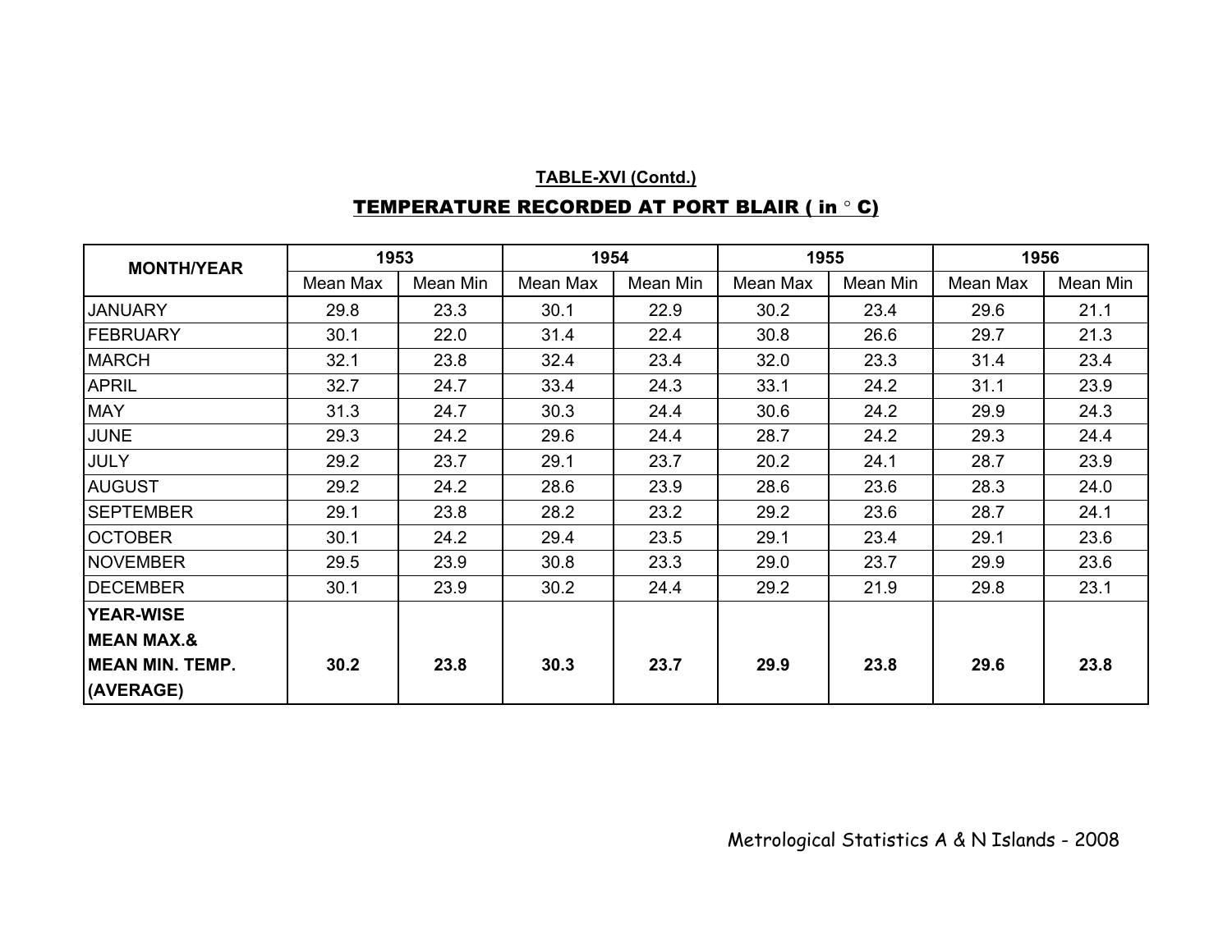**TABLE-XVI (Contd.)**

## TEMPERATURE RECORDED AT PORT BLAIR ( in ° C)

| MONTH/YEAR | 1953 | | 1954 | | 1955 | | 1956 | |
|---|---|---|---|---|---|---|---|---|
| | Mean Max | Mean Min | Mean Max | Mean Min | Mean Max | Mean Min | Mean Max | Mean Min |
| JANUARY | 29.8 | 23.3 | 30.1 | 22.9 | 30.2 | 23.4 | 29.6 | 21.1 |
| FEBRUARY | 30.1 | 22.0 | 31.4 | 22.4 | 30.8 | 26.6 | 29.7 | 21.3 |
| MARCH | 32.1 | 23.8 | 32.4 | 23.4 | 32.0 | 23.3 | 31.4 | 23.4 |
| APRIL | 32.7 | 24.7 | 33.4 | 24.3 | 33.1 | 24.2 | 31.1 | 23.9 |
| MAY | 31.3 | 24.7 | 30.3 | 24.4 | 30.6 | 24.2 | 29.9 | 24.3 |
| JUNE | 29.3 | 24.2 | 29.6 | 24.4 | 28.7 | 24.2 | 29.3 | 24.4 |
| JULY | 29.2 | 23.7 | 29.1 | 23.7 | 20.2 | 24.1 | 28.7 | 23.9 |
| AUGUST | 29.2 | 24.2 | 28.6 | 23.9 | 28.6 | 23.6 | 28.3 | 24.0 |
| SEPTEMBER | 29.1 | 23.8 | 28.2 | 23.2 | 29.2 | 23.6 | 28.7 | 24.1 |
| OCTOBER | 30.1 | 24.2 | 29.4 | 23.5 | 29.1 | 23.4 | 29.1 | 23.6 |
| NOVEMBER | 29.5 | 23.9 | 30.8 | 23.3 | 29.0 | 23.7 | 29.9 | 23.6 |
| DECEMBER | 30.1 | 23.9 | 30.2 | 24.4 | 29.2 | 21.9 | 29.8 | 23.1 |
| **YEAR-WISE MEAN MAX.& MEAN MIN. TEMP. (AVERAGE)** | **30.2** | **23.8** | **30.3** | **23.7** | **29.9** | **23.8** | **29.6** | **23.8** |

Metrological Statistics A & N Islands - 2008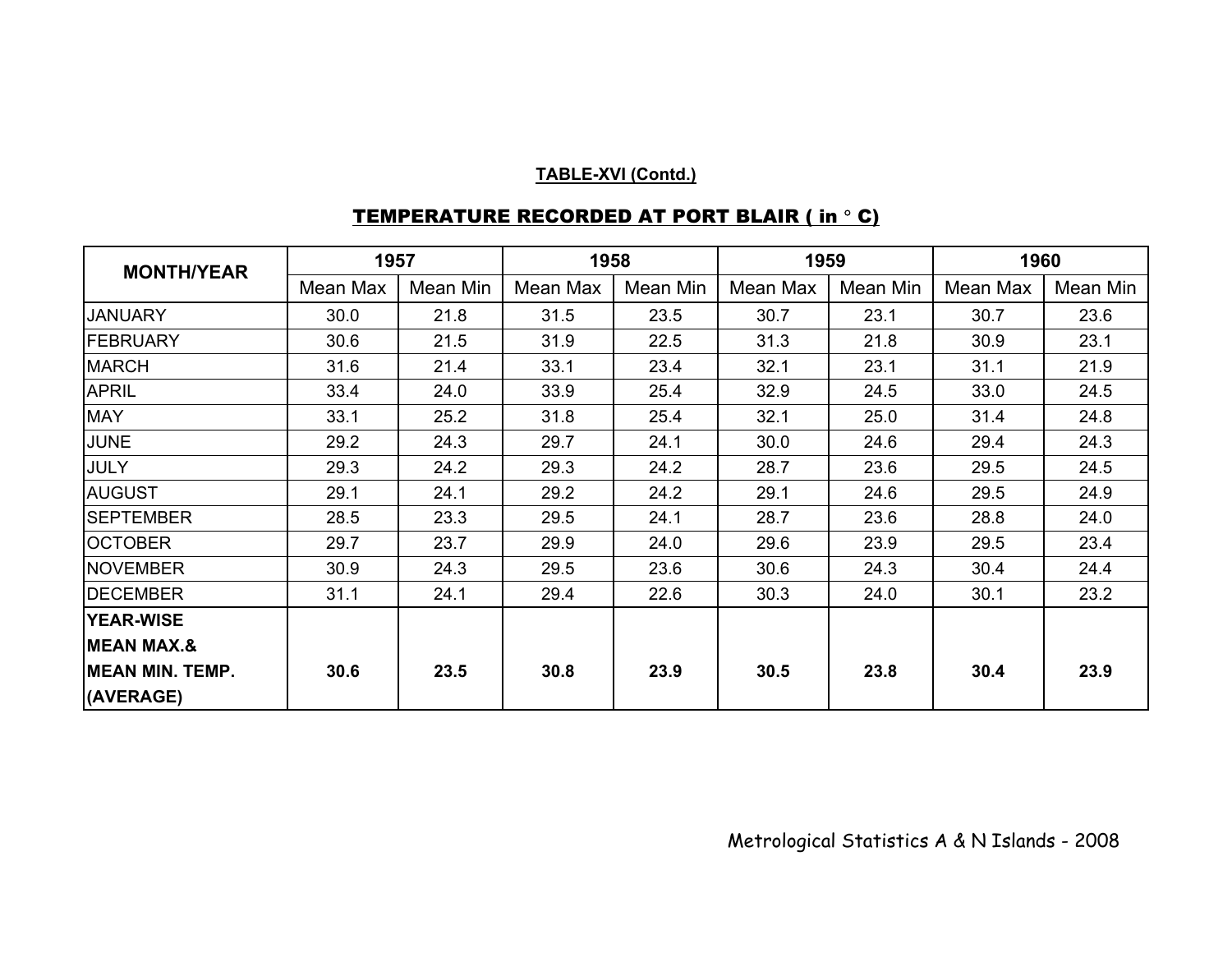**TABLE-XVI (Contd.)**

## TEMPERATURE RECORDED AT PORT BLAIR ( in ° C)

| MONTH/YEAR | 1957 | | 1958 | | 1959 | | 1960 | |
|---|---|---|---|---|---|---|---|---|
| | Mean Max | Mean Min | Mean Max | Mean Min | Mean Max | Mean Min | Mean Max | Mean Min |
| JANUARY | 30.0 | 21.8 | 31.5 | 23.5 | 30.7 | 23.1 | 30.7 | 23.6 |
| FEBRUARY | 30.6 | 21.5 | 31.9 | 22.5 | 31.3 | 21.8 | 30.9 | 23.1 |
| MARCH | 31.6 | 21.4 | 33.1 | 23.4 | 32.1 | 23.1 | 31.1 | 21.9 |
| APRIL | 33.4 | 24.0 | 33.9 | 25.4 | 32.9 | 24.5 | 33.0 | 24.5 |
| MAY | 33.1 | 25.2 | 31.8 | 25.4 | 32.1 | 25.0 | 31.4 | 24.8 |
| JUNE | 29.2 | 24.3 | 29.7 | 24.1 | 30.0 | 24.6 | 29.4 | 24.3 |
| JULY | 29.3 | 24.2 | 29.3 | 24.2 | 28.7 | 23.6 | 29.5 | 24.5 |
| AUGUST | 29.1 | 24.1 | 29.2 | 24.2 | 29.1 | 24.6 | 29.5 | 24.9 |
| SEPTEMBER | 28.5 | 23.3 | 29.5 | 24.1 | 28.7 | 23.6 | 28.8 | 24.0 |
| OCTOBER | 29.7 | 23.7 | 29.9 | 24.0 | 29.6 | 23.9 | 29.5 | 23.4 |
| NOVEMBER | 30.9 | 24.3 | 29.5 | 23.6 | 30.6 | 24.3 | 30.4 | 24.4 |
| DECEMBER | 31.1 | 24.1 | 29.4 | 22.6 | 30.3 | 24.0 | 30.1 | 23.2 |
| **YEAR-WISE MEAN MAX.& MEAN MIN. TEMP. (AVERAGE)** | **30.6** | **23.5** | **30.8** | **23.9** | **30.5** | **23.8** | **30.4** | **23.9** |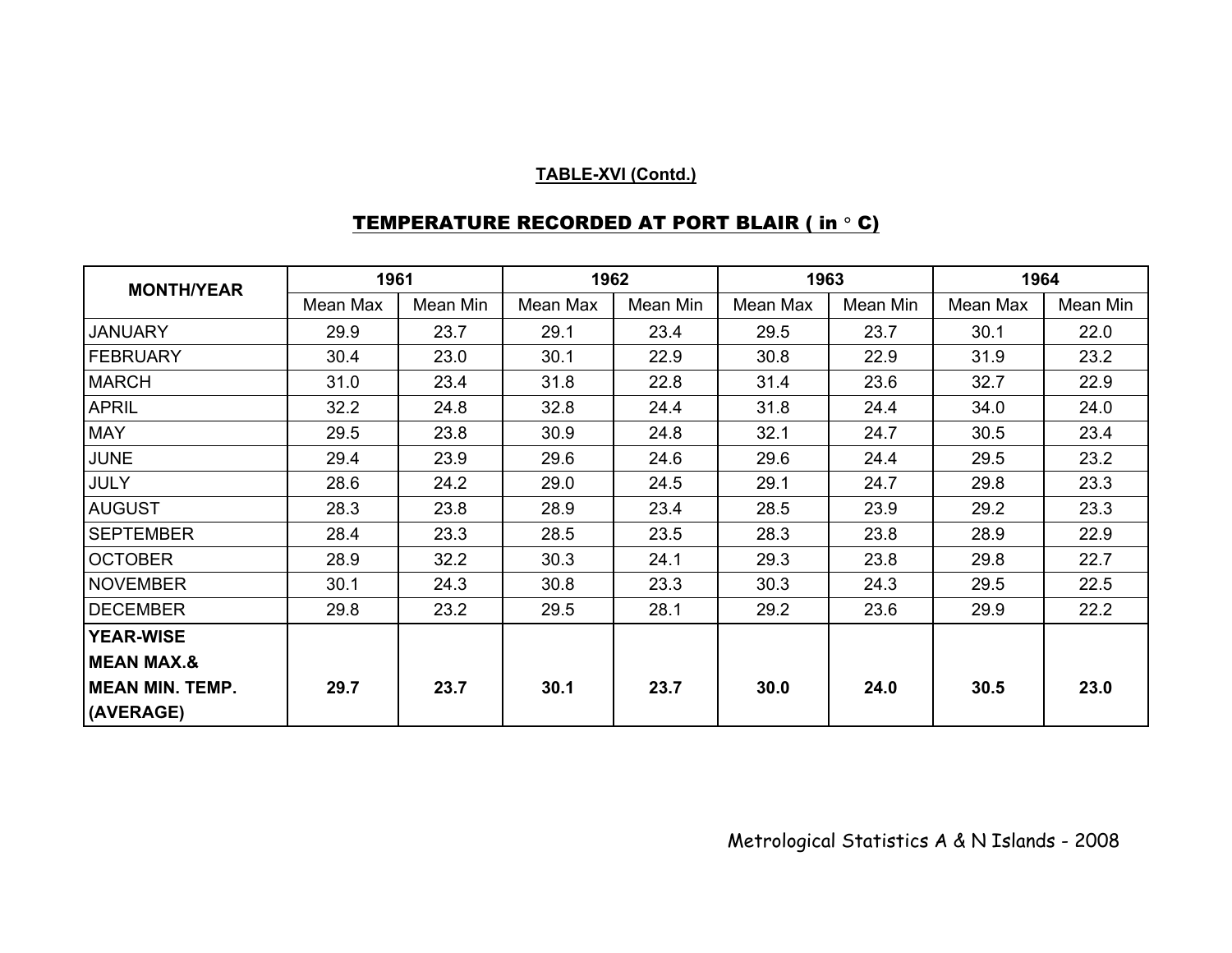**TABLE-XVI (Contd.)**

## TEMPERATURE RECORDED AT PORT BLAIR ( in ° C)

| MONTH/YEAR | 1961 | | 1962 | | 1963 | | 1964 | |
|---|---|---|---|---|---|---|---|---|
| | Mean Max | Mean Min | Mean Max | Mean Min | Mean Max | Mean Min | Mean Max | Mean Min |
| JANUARY | 29.9 | 23.7 | 29.1 | 23.4 | 29.5 | 23.7 | 30.1 | 22.0 |
| FEBRUARY | 30.4 | 23.0 | 30.1 | 22.9 | 30.8 | 22.9 | 31.9 | 23.2 |
| MARCH | 31.0 | 23.4 | 31.8 | 22.8 | 31.4 | 23.6 | 32.7 | 22.9 |
| APRIL | 32.2 | 24.8 | 32.8 | 24.4 | 31.8 | 24.4 | 34.0 | 24.0 |
| MAY | 29.5 | 23.8 | 30.9 | 24.8 | 32.1 | 24.7 | 30.5 | 23.4 |
| JUNE | 29.4 | 23.9 | 29.6 | 24.6 | 29.6 | 24.4 | 29.5 | 23.2 |
| JULY | 28.6 | 24.2 | 29.0 | 24.5 | 29.1 | 24.7 | 29.8 | 23.3 |
| AUGUST | 28.3 | 23.8 | 28.9 | 23.4 | 28.5 | 23.9 | 29.2 | 23.3 |
| SEPTEMBER | 28.4 | 23.3 | 28.5 | 23.5 | 28.3 | 23.8 | 28.9 | 22.9 |
| OCTOBER | 28.9 | 32.2 | 30.3 | 24.1 | 29.3 | 23.8 | 29.8 | 22.7 |
| NOVEMBER | 30.1 | 24.3 | 30.8 | 23.3 | 30.3 | 24.3 | 29.5 | 22.5 |
| DECEMBER | 29.8 | 23.2 | 29.5 | 28.1 | 29.2 | 23.6 | 29.9 | 22.2 |
| **YEAR-WISE MEAN MAX.& MEAN MIN. TEMP. (AVERAGE)** | **29.7** | **23.7** | **30.1** | **23.7** | **30.0** | **24.0** | **30.5** | **23.0** |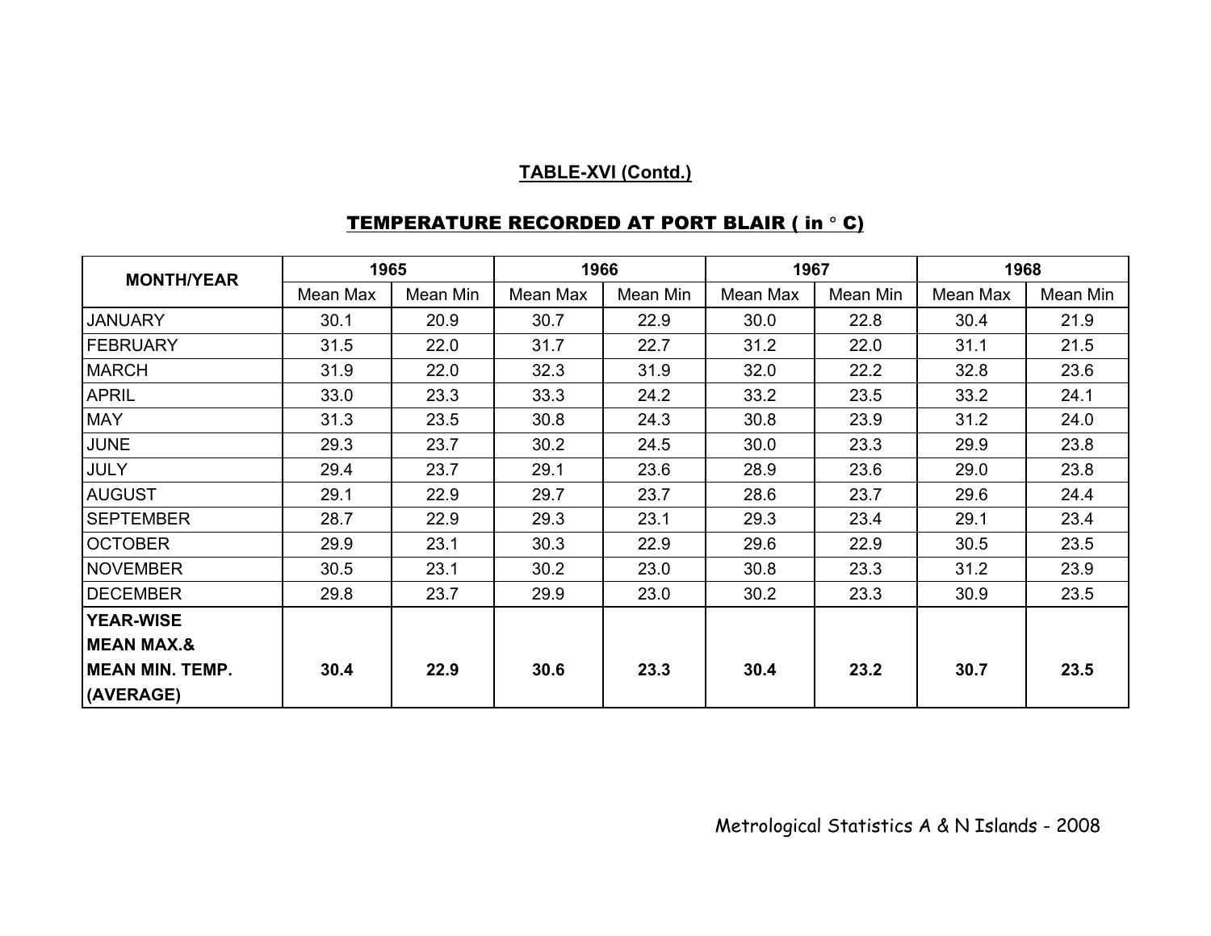**TABLE-XVI (Contd.)**

**TEMPERATURE RECORDED AT PORT BLAIR ( in ° C)**

| MONTH/YEAR | 1965 | | 1966 | | 1967 | | 1968 | |
|---|---|---|---|---|---|---|---|---|
| | Mean Max | Mean Min | Mean Max | Mean Min | Mean Max | Mean Min | Mean Max | Mean Min |
| JANUARY | 30.1 | 20.9 | 30.7 | 22.9 | 30.0 | 22.8 | 30.4 | 21.9 |
| FEBRUARY | 31.5 | 22.0 | 31.7 | 22.7 | 31.2 | 22.0 | 31.1 | 21.5 |
| MARCH | 31.9 | 22.0 | 32.3 | 31.9 | 32.0 | 22.2 | 32.8 | 23.6 |
| APRIL | 33.0 | 23.3 | 33.3 | 24.2 | 33.2 | 23.5 | 33.2 | 24.1 |
| MAY | 31.3 | 23.5 | 30.8 | 24.3 | 30.8 | 23.9 | 31.2 | 24.0 |
| JUNE | 29.3 | 23.7 | 30.2 | 24.5 | 30.0 | 23.3 | 29.9 | 23.8 |
| JULY | 29.4 | 23.7 | 29.1 | 23.6 | 28.9 | 23.6 | 29.0 | 23.8 |
| AUGUST | 29.1 | 22.9 | 29.7 | 23.7 | 28.6 | 23.7 | 29.6 | 24.4 |
| SEPTEMBER | 28.7 | 22.9 | 29.3 | 23.1 | 29.3 | 23.4 | 29.1 | 23.4 |
| OCTOBER | 29.9 | 23.1 | 30.3 | 22.9 | 29.6 | 22.9 | 30.5 | 23.5 |
| NOVEMBER | 30.5 | 23.1 | 30.2 | 23.0 | 30.8 | 23.3 | 31.2 | 23.9 |
| DECEMBER | 29.8 | 23.7 | 29.9 | 23.0 | 30.2 | 23.3 | 30.9 | 23.5 |
| **YEAR-WISE MEAN MAX.& MEAN MIN. TEMP. (AVERAGE)** | **30.4** | **22.9** | **30.6** | **23.3** | **30.4** | **23.2** | **30.7** | **23.5** |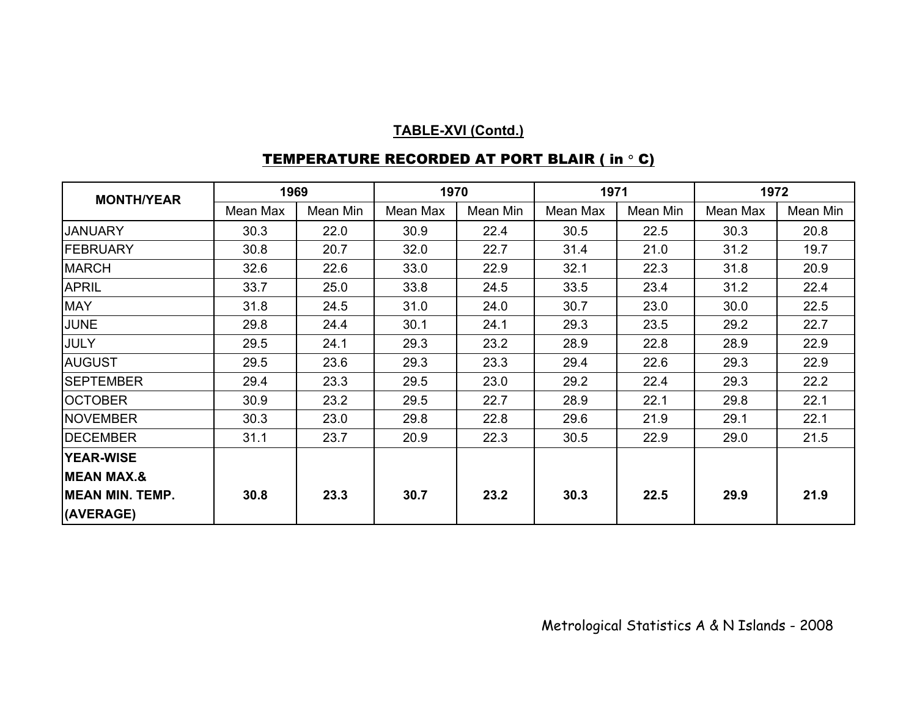**TABLE-XVI (Contd.)**

**TEMPERATURE RECORDED AT PORT BLAIR ( in ° C)**

| MONTH/YEAR | 1969 | | 1970 | | 1971 | | 1972 | |
|---|---|---|---|---|---|---|---|---|
| | Mean Max | Mean Min | Mean Max | Mean Min | Mean Max | Mean Min | Mean Max | Mean Min |
| JANUARY | 30.3 | 22.0 | 30.9 | 22.4 | 30.5 | 22.5 | 30.3 | 20.8 |
| FEBRUARY | 30.8 | 20.7 | 32.0 | 22.7 | 31.4 | 21.0 | 31.2 | 19.7 |
| MARCH | 32.6 | 22.6 | 33.0 | 22.9 | 32.1 | 22.3 | 31.8 | 20.9 |
| APRIL | 33.7 | 25.0 | 33.8 | 24.5 | 33.5 | 23.4 | 31.2 | 22.4 |
| MAY | 31.8 | 24.5 | 31.0 | 24.0 | 30.7 | 23.0 | 30.0 | 22.5 |
| JUNE | 29.8 | 24.4 | 30.1 | 24.1 | 29.3 | 23.5 | 29.2 | 22.7 |
| JULY | 29.5 | 24.1 | 29.3 | 23.2 | 28.9 | 22.8 | 28.9 | 22.9 |
| AUGUST | 29.5 | 23.6 | 29.3 | 23.3 | 29.4 | 22.6 | 29.3 | 22.9 |
| SEPTEMBER | 29.4 | 23.3 | 29.5 | 23.0 | 29.2 | 22.4 | 29.3 | 22.2 |
| OCTOBER | 30.9 | 23.2 | 29.5 | 22.7 | 28.9 | 22.1 | 29.8 | 22.1 |
| NOVEMBER | 30.3 | 23.0 | 29.8 | 22.8 | 29.6 | 21.9 | 29.1 | 22.1 |
| DECEMBER | 31.1 | 23.7 | 20.9 | 22.3 | 30.5 | 22.9 | 29.0 | 21.5 |
| **YEAR-WISE MEAN MAX.& MEAN MIN. TEMP. (AVERAGE)** | **30.8** | **23.3** | **30.7** | **23.2** | **30.3** | **22.5** | **29.9** | **21.9** |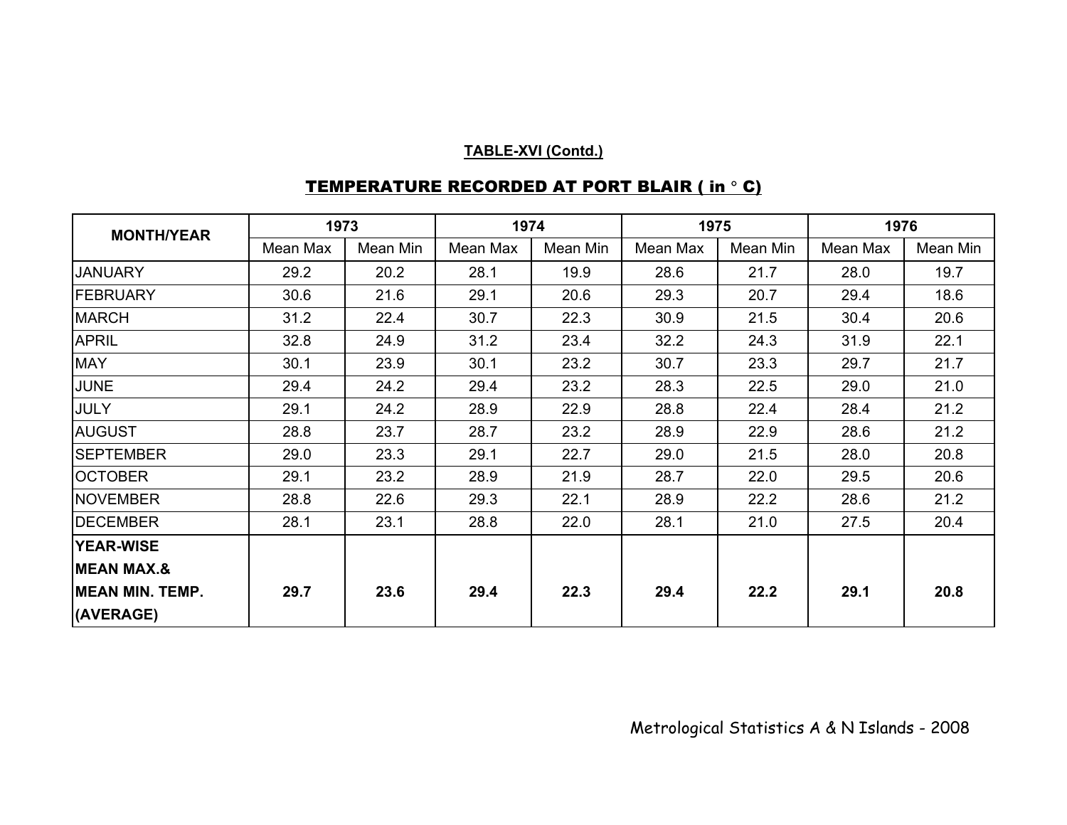**TABLE-XVI (Contd.)**

## TEMPERATURE RECORDED AT PORT BLAIR ( in ° C)

| MONTH/YEAR | 1973 | | 1974 | | 1975 | | 1976 | |
|---|---|---|---|---|---|---|---|---|
| | Mean Max | Mean Min | Mean Max | Mean Min | Mean Max | Mean Min | Mean Max | Mean Min |
| JANUARY | 29.2 | 20.2 | 28.1 | 19.9 | 28.6 | 21.7 | 28.0 | 19.7 |
| FEBRUARY | 30.6 | 21.6 | 29.1 | 20.6 | 29.3 | 20.7 | 29.4 | 18.6 |
| MARCH | 31.2 | 22.4 | 30.7 | 22.3 | 30.9 | 21.5 | 30.4 | 20.6 |
| APRIL | 32.8 | 24.9 | 31.2 | 23.4 | 32.2 | 24.3 | 31.9 | 22.1 |
| MAY | 30.1 | 23.9 | 30.1 | 23.2 | 30.7 | 23.3 | 29.7 | 21.7 |
| JUNE | 29.4 | 24.2 | 29.4 | 23.2 | 28.3 | 22.5 | 29.0 | 21.0 |
| JULY | 29.1 | 24.2 | 28.9 | 22.9 | 28.8 | 22.4 | 28.4 | 21.2 |
| AUGUST | 28.8 | 23.7 | 28.7 | 23.2 | 28.9 | 22.9 | 28.6 | 21.2 |
| SEPTEMBER | 29.0 | 23.3 | 29.1 | 22.7 | 29.0 | 21.5 | 28.0 | 20.8 |
| OCTOBER | 29.1 | 23.2 | 28.9 | 21.9 | 28.7 | 22.0 | 29.5 | 20.6 |
| NOVEMBER | 28.8 | 22.6 | 29.3 | 22.1 | 28.9 | 22.2 | 28.6 | 21.2 |
| DECEMBER | 28.1 | 23.1 | 28.8 | 22.0 | 28.1 | 21.0 | 27.5 | 20.4 |
| **YEAR-WISE MEAN MAX.& MEAN MIN. TEMP. (AVERAGE)** | **29.7** | **23.6** | **29.4** | **22.3** | **29.4** | **22.2** | **29.1** | **20.8** |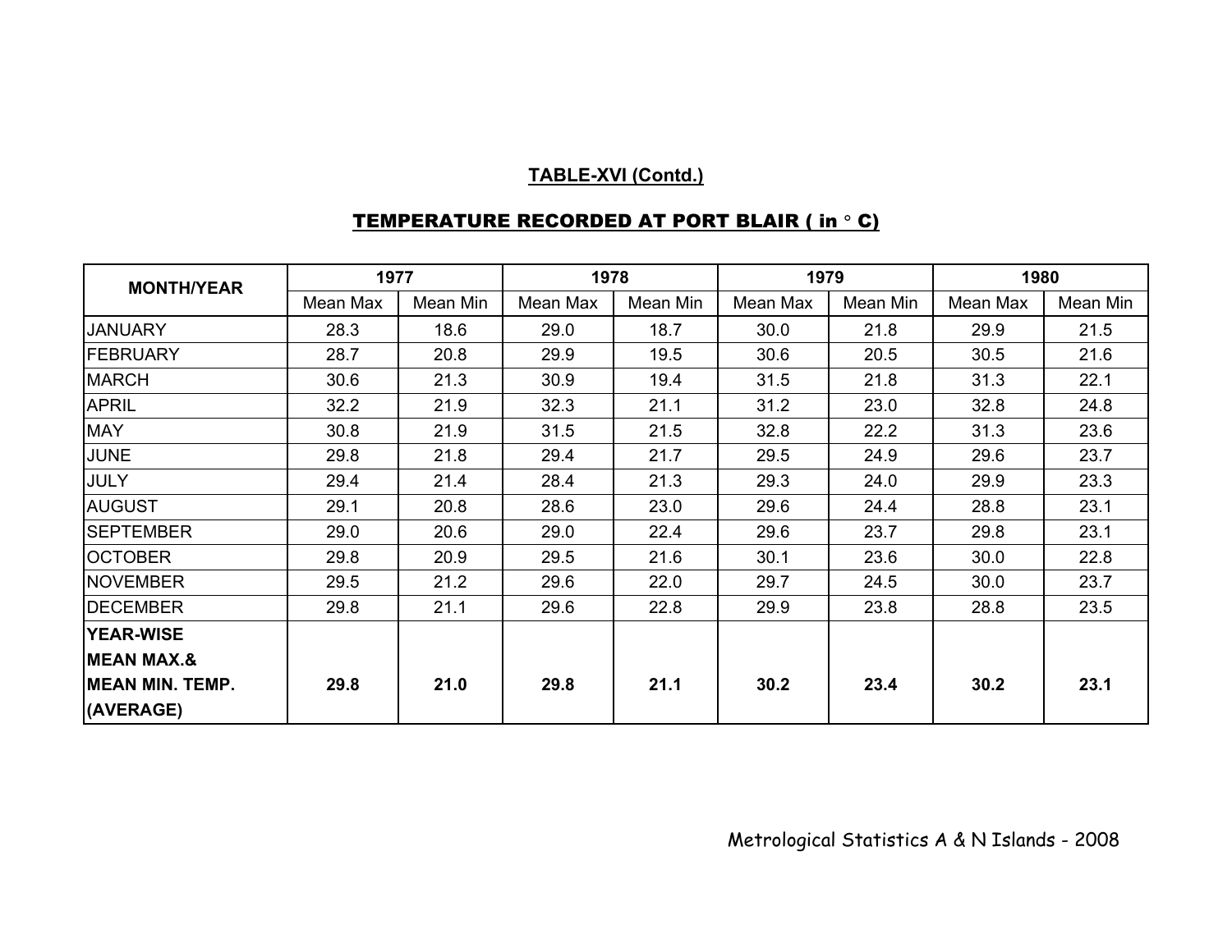**TABLE-XVI (Contd.)**

**TEMPERATURE RECORDED AT PORT BLAIR ( in ° C)**

| MONTH/YEAR | 1977 | | 1978 | | 1979 | | 1980 | |
|---|---|---|---|---|---|---|---|---|
| | Mean Max | Mean Min | Mean Max | Mean Min | Mean Max | Mean Min | Mean Max | Mean Min |
| JANUARY | 28.3 | 18.6 | 29.0 | 18.7 | 30.0 | 21.8 | 29.9 | 21.5 |
| FEBRUARY | 28.7 | 20.8 | 29.9 | 19.5 | 30.6 | 20.5 | 30.5 | 21.6 |
| MARCH | 30.6 | 21.3 | 30.9 | 19.4 | 31.5 | 21.8 | 31.3 | 22.1 |
| APRIL | 32.2 | 21.9 | 32.3 | 21.1 | 31.2 | 23.0 | 32.8 | 24.8 |
| MAY | 30.8 | 21.9 | 31.5 | 21.5 | 32.8 | 22.2 | 31.3 | 23.6 |
| JUNE | 29.8 | 21.8 | 29.4 | 21.7 | 29.5 | 24.9 | 29.6 | 23.7 |
| JULY | 29.4 | 21.4 | 28.4 | 21.3 | 29.3 | 24.0 | 29.9 | 23.3 |
| AUGUST | 29.1 | 20.8 | 28.6 | 23.0 | 29.6 | 24.4 | 28.8 | 23.1 |
| SEPTEMBER | 29.0 | 20.6 | 29.0 | 22.4 | 29.6 | 23.7 | 29.8 | 23.1 |
| OCTOBER | 29.8 | 20.9 | 29.5 | 21.6 | 30.1 | 23.6 | 30.0 | 22.8 |
| NOVEMBER | 29.5 | 21.2 | 29.6 | 22.0 | 29.7 | 24.5 | 30.0 | 23.7 |
| DECEMBER | 29.8 | 21.1 | 29.6 | 22.8 | 29.9 | 23.8 | 28.8 | 23.5 |
| **YEAR-WISE MEAN MAX.& MEAN MIN. TEMP. (AVERAGE)** | **29.8** | **21.0** | **29.8** | **21.1** | **30.2** | **23.4** | **30.2** | **23.1** |

Metrological Statistics A & N Islands - 2008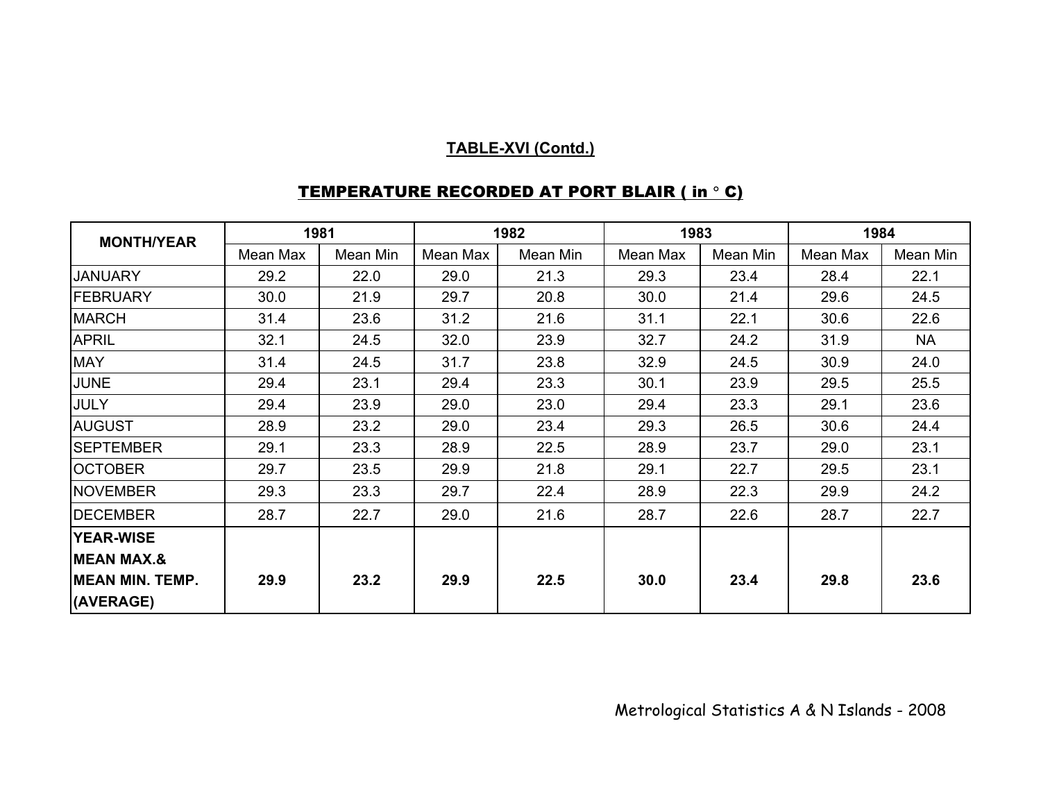**TABLE-XVI (Contd.)**

**TEMPERATURE RECORDED AT PORT BLAIR ( in ° C)**

| MONTH/YEAR | 1981 | | 1982 | | 1983 | | 1984 | |
|---|---|---|---|---|---|---|---|---|
| | Mean Max | Mean Min | Mean Max | Mean Min | Mean Max | Mean Min | Mean Max | Mean Min |
| JANUARY | 29.2 | 22.0 | 29.0 | 21.3 | 29.3 | 23.4 | 28.4 | 22.1 |
| FEBRUARY | 30.0 | 21.9 | 29.7 | 20.8 | 30.0 | 21.4 | 29.6 | 24.5 |
| MARCH | 31.4 | 23.6 | 31.2 | 21.6 | 31.1 | 22.1 | 30.6 | 22.6 |
| APRIL | 32.1 | 24.5 | 32.0 | 23.9 | 32.7 | 24.2 | 31.9 | NA |
| MAY | 31.4 | 24.5 | 31.7 | 23.8 | 32.9 | 24.5 | 30.9 | 24.0 |
| JUNE | 29.4 | 23.1 | 29.4 | 23.3 | 30.1 | 23.9 | 29.5 | 25.5 |
| JULY | 29.4 | 23.9 | 29.0 | 23.0 | 29.4 | 23.3 | 29.1 | 23.6 |
| AUGUST | 28.9 | 23.2 | 29.0 | 23.4 | 29.3 | 26.5 | 30.6 | 24.4 |
| SEPTEMBER | 29.1 | 23.3 | 28.9 | 22.5 | 28.9 | 23.7 | 29.0 | 23.1 |
| OCTOBER | 29.7 | 23.5 | 29.9 | 21.8 | 29.1 | 22.7 | 29.5 | 23.1 |
| NOVEMBER | 29.3 | 23.3 | 29.7 | 22.4 | 28.9 | 22.3 | 29.9 | 24.2 |
| DECEMBER | 28.7 | 22.7 | 29.0 | 21.6 | 28.7 | 22.6 | 28.7 | 22.7 |
| **YEAR-WISE MEAN MAX.& MEAN MIN. TEMP. (AVERAGE)** | **29.9** | **23.2** | **29.9** | **22.5** | **30.0** | **23.4** | **29.8** | **23.6** |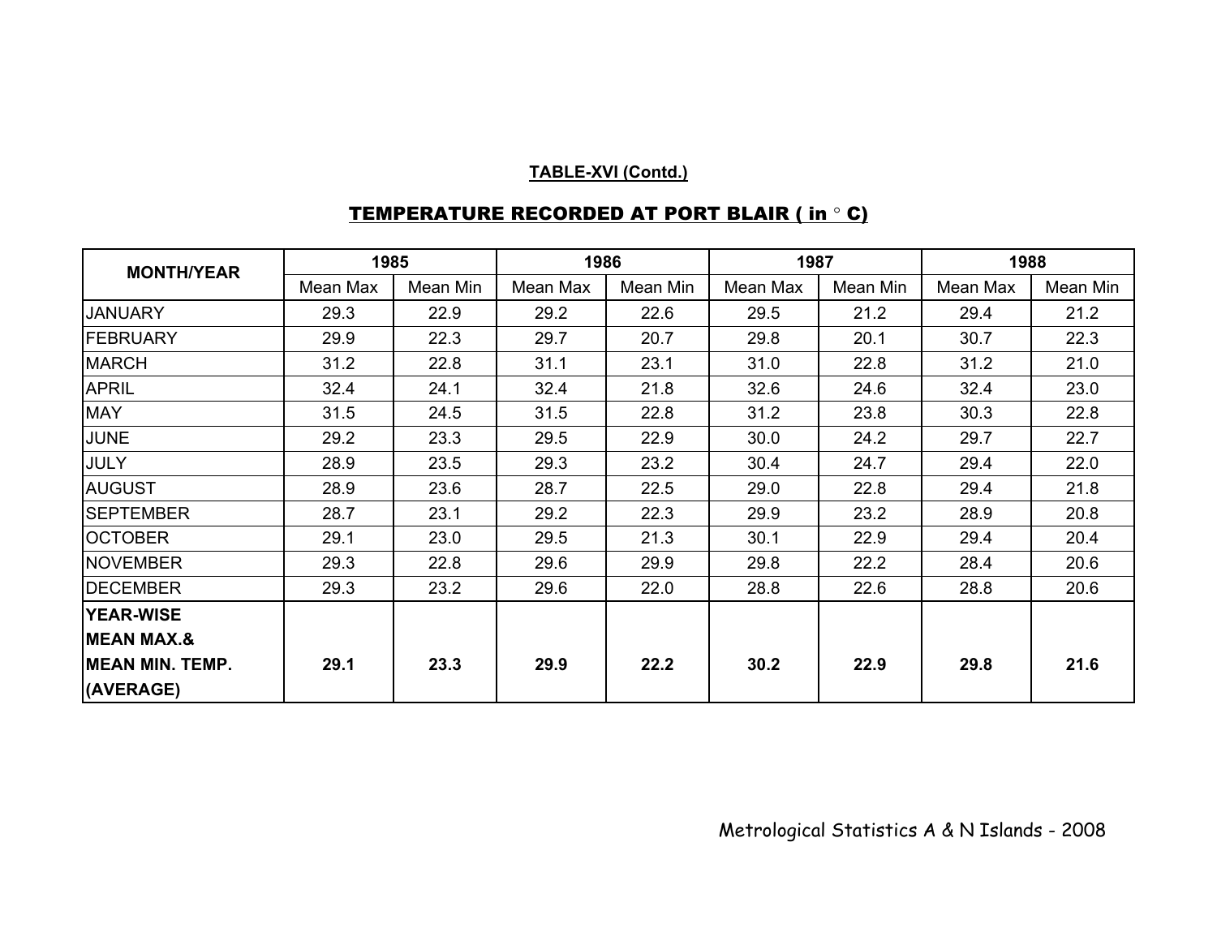**TABLE-XVI (Contd.)**

## TEMPERATURE RECORDED AT PORT BLAIR ( in ° C)

| MONTH/YEAR | 1985 | | 1986 | | 1987 | | 1988 | |
|---|---|---|---|---|---|---|---|---|
| | Mean Max | Mean Min | Mean Max | Mean Min | Mean Max | Mean Min | Mean Max | Mean Min |
| JANUARY | 29.3 | 22.9 | 29.2 | 22.6 | 29.5 | 21.2 | 29.4 | 21.2 |
| FEBRUARY | 29.9 | 22.3 | 29.7 | 20.7 | 29.8 | 20.1 | 30.7 | 22.3 |
| MARCH | 31.2 | 22.8 | 31.1 | 23.1 | 31.0 | 22.8 | 31.2 | 21.0 |
| APRIL | 32.4 | 24.1 | 32.4 | 21.8 | 32.6 | 24.6 | 32.4 | 23.0 |
| MAY | 31.5 | 24.5 | 31.5 | 22.8 | 31.2 | 23.8 | 30.3 | 22.8 |
| JUNE | 29.2 | 23.3 | 29.5 | 22.9 | 30.0 | 24.2 | 29.7 | 22.7 |
| JULY | 28.9 | 23.5 | 29.3 | 23.2 | 30.4 | 24.7 | 29.4 | 22.0 |
| AUGUST | 28.9 | 23.6 | 28.7 | 22.5 | 29.0 | 22.8 | 29.4 | 21.8 |
| SEPTEMBER | 28.7 | 23.1 | 29.2 | 22.3 | 29.9 | 23.2 | 28.9 | 20.8 |
| OCTOBER | 29.1 | 23.0 | 29.5 | 21.3 | 30.1 | 22.9 | 29.4 | 20.4 |
| NOVEMBER | 29.3 | 22.8 | 29.6 | 29.9 | 29.8 | 22.2 | 28.4 | 20.6 |
| DECEMBER | 29.3 | 23.2 | 29.6 | 22.0 | 28.8 | 22.6 | 28.8 | 20.6 |
| **YEAR-WISE MEAN MAX.& MEAN MIN. TEMP. (AVERAGE)** | **29.1** | **23.3** | **29.9** | **22.2** | **30.2** | **22.9** | **29.8** | **21.6** |

Metrological Statistics A & N Islands - 2008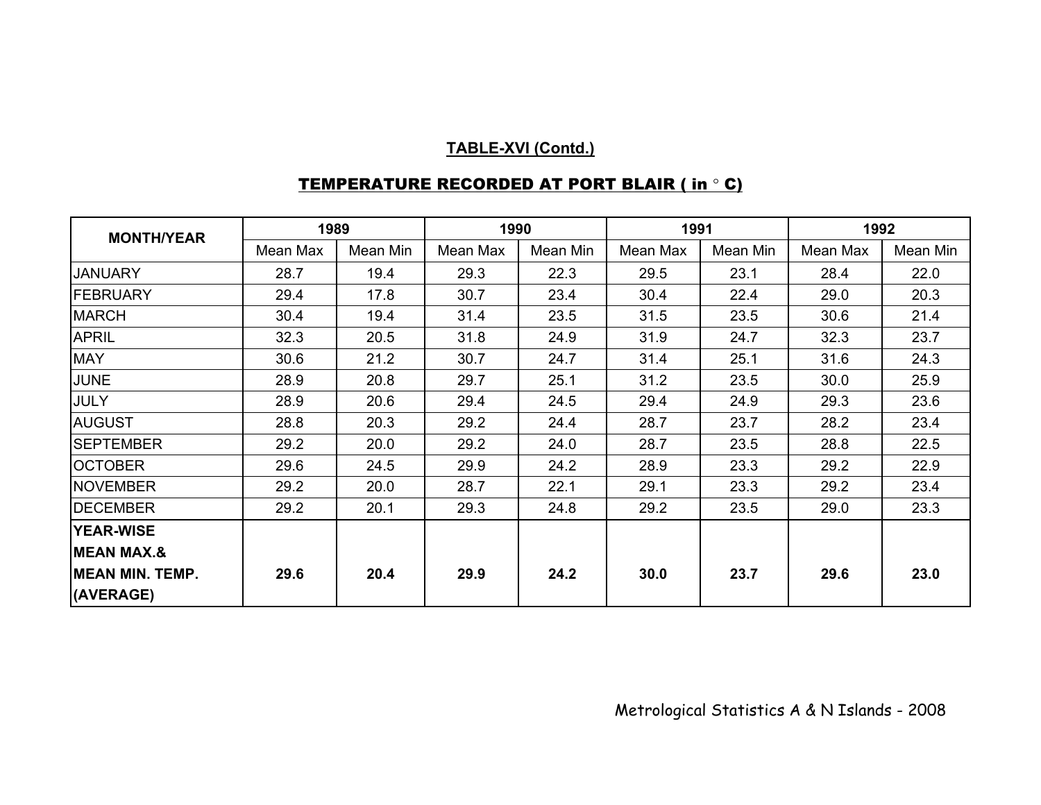## TABLE-XVI (Contd.)

## TEMPERATURE RECORDED AT PORT BLAIR ( in ° C)

| MONTH/YEAR | 1989 | | 1990 | | 1991 | | 1992 | |
|---|---|---|---|---|---|---|---|---|
| | Mean Max | Mean Min | Mean Max | Mean Min | Mean Max | Mean Min | Mean Max | Mean Min |
| JANUARY | 28.7 | 19.4 | 29.3 | 22.3 | 29.5 | 23.1 | 28.4 | 22.0 |
| FEBRUARY | 29.4 | 17.8 | 30.7 | 23.4 | 30.4 | 22.4 | 29.0 | 20.3 |
| MARCH | 30.4 | 19.4 | 31.4 | 23.5 | 31.5 | 23.5 | 30.6 | 21.4 |
| APRIL | 32.3 | 20.5 | 31.8 | 24.9 | 31.9 | 24.7 | 32.3 | 23.7 |
| MAY | 30.6 | 21.2 | 30.7 | 24.7 | 31.4 | 25.1 | 31.6 | 24.3 |
| JUNE | 28.9 | 20.8 | 29.7 | 25.1 | 31.2 | 23.5 | 30.0 | 25.9 |
| JULY | 28.9 | 20.6 | 29.4 | 24.5 | 29.4 | 24.9 | 29.3 | 23.6 |
| AUGUST | 28.8 | 20.3 | 29.2 | 24.4 | 28.7 | 23.7 | 28.2 | 23.4 |
| SEPTEMBER | 29.2 | 20.0 | 29.2 | 24.0 | 28.7 | 23.5 | 28.8 | 22.5 |
| OCTOBER | 29.6 | 24.5 | 29.9 | 24.2 | 28.9 | 23.3 | 29.2 | 22.9 |
| NOVEMBER | 29.2 | 20.0 | 28.7 | 22.1 | 29.1 | 23.3 | 29.2 | 23.4 |
| DECEMBER | 29.2 | 20.1 | 29.3 | 24.8 | 29.2 | 23.5 | 29.0 | 23.3 |
| **YEAR-WISE MEAN MAX.& MEAN MIN. TEMP. (AVERAGE)** | **29.6** | **20.4** | **29.9** | **24.2** | **30.0** | **23.7** | **29.6** | **23.0** |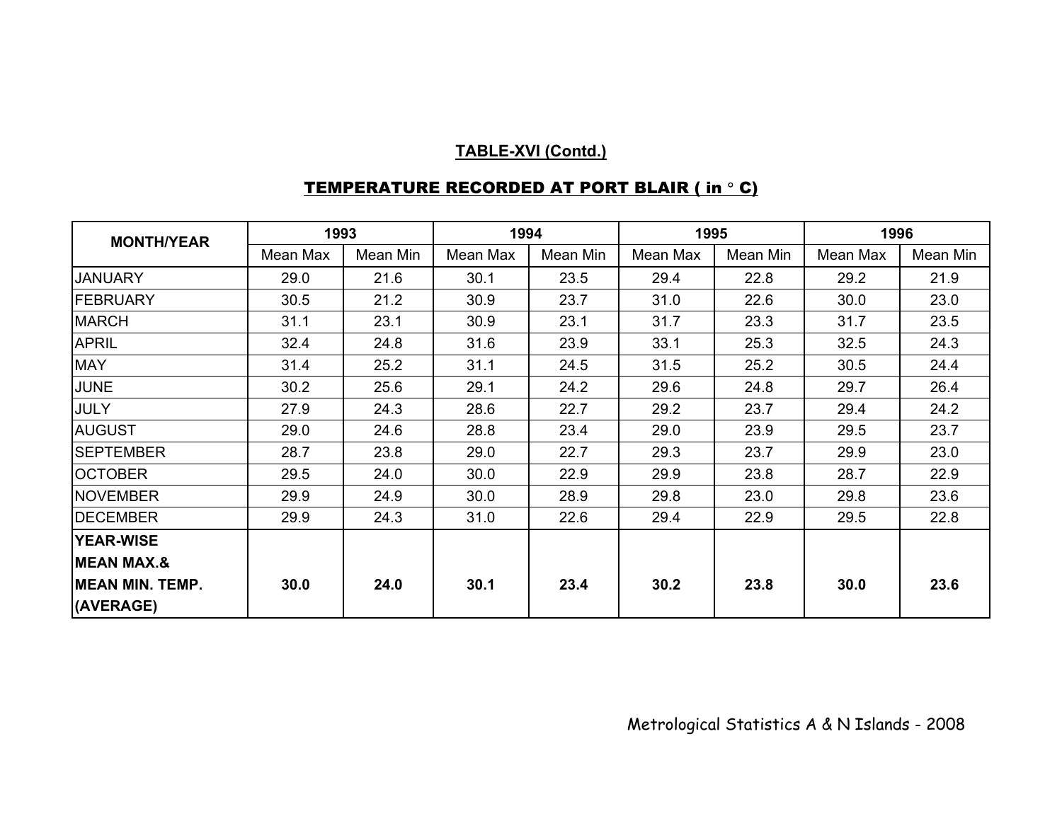**TABLE-XVI (Contd.)**

**TEMPERATURE RECORDED AT PORT BLAIR ( in ° C)**

| MONTH/YEAR | 1993 | | 1994 | | 1995 | | 1996 | |
|---|---|---|---|---|---|---|---|---|
| | Mean Max | Mean Min | Mean Max | Mean Min | Mean Max | Mean Min | Mean Max | Mean Min |
| JANUARY | 29.0 | 21.6 | 30.1 | 23.5 | 29.4 | 22.8 | 29.2 | 21.9 |
| FEBRUARY | 30.5 | 21.2 | 30.9 | 23.7 | 31.0 | 22.6 | 30.0 | 23.0 |
| MARCH | 31.1 | 23.1 | 30.9 | 23.1 | 31.7 | 23.3 | 31.7 | 23.5 |
| APRIL | 32.4 | 24.8 | 31.6 | 23.9 | 33.1 | 25.3 | 32.5 | 24.3 |
| MAY | 31.4 | 25.2 | 31.1 | 24.5 | 31.5 | 25.2 | 30.5 | 24.4 |
| JUNE | 30.2 | 25.6 | 29.1 | 24.2 | 29.6 | 24.8 | 29.7 | 26.4 |
| JULY | 27.9 | 24.3 | 28.6 | 22.7 | 29.2 | 23.7 | 29.4 | 24.2 |
| AUGUST | 29.0 | 24.6 | 28.8 | 23.4 | 29.0 | 23.9 | 29.5 | 23.7 |
| SEPTEMBER | 28.7 | 23.8 | 29.0 | 22.7 | 29.3 | 23.7 | 29.9 | 23.0 |
| OCTOBER | 29.5 | 24.0 | 30.0 | 22.9 | 29.9 | 23.8 | 28.7 | 22.9 |
| NOVEMBER | 29.9 | 24.9 | 30.0 | 28.9 | 29.8 | 23.0 | 29.8 | 23.6 |
| DECEMBER | 29.9 | 24.3 | 31.0 | 22.6 | 29.4 | 22.9 | 29.5 | 22.8 |
| **YEAR-WISE MEAN MAX.& MEAN MIN. TEMP. (AVERAGE)** | **30.0** | **24.0** | **30.1** | **23.4** | **30.2** | **23.8** | **30.0** | **23.6** |

Metrological Statistics A & N Islands - 2008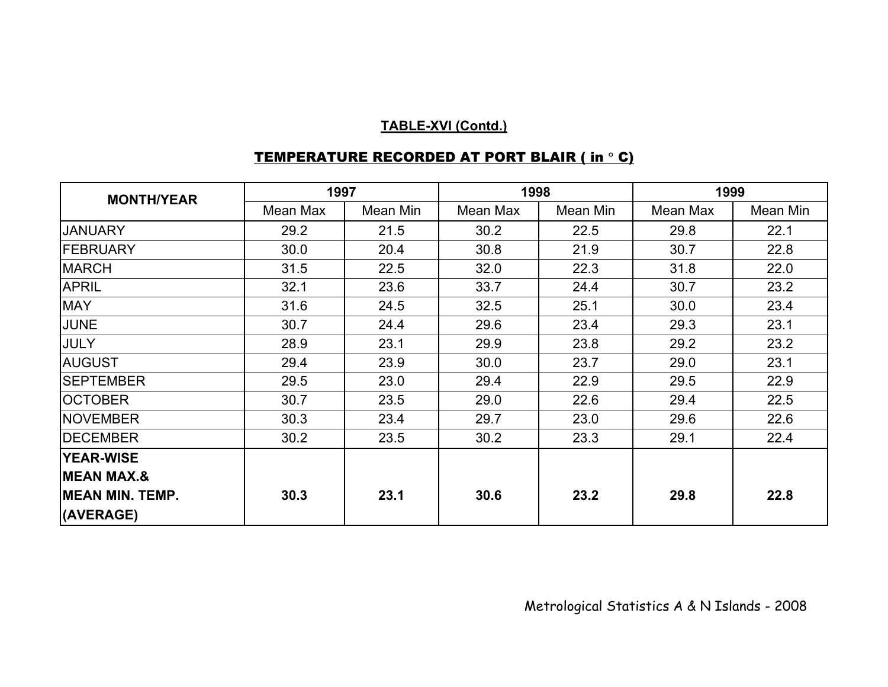**TABLE-XVI (Contd.)**

**TEMPERATURE RECORDED AT PORT BLAIR ( in ° C)**

| MONTH/YEAR | 1997 | | 1998 | | 1999 | |
|---|---|---|---|---|---|---|
| | Mean Max | Mean Min | Mean Max | Mean Min | Mean Max | Mean Min |
| JANUARY | 29.2 | 21.5 | 30.2 | 22.5 | 29.8 | 22.1 |
| FEBRUARY | 30.0 | 20.4 | 30.8 | 21.9 | 30.7 | 22.8 |
| MARCH | 31.5 | 22.5 | 32.0 | 22.3 | 31.8 | 22.0 |
| APRIL | 32.1 | 23.6 | 33.7 | 24.4 | 30.7 | 23.2 |
| MAY | 31.6 | 24.5 | 32.5 | 25.1 | 30.0 | 23.4 |
| JUNE | 30.7 | 24.4 | 29.6 | 23.4 | 29.3 | 23.1 |
| JULY | 28.9 | 23.1 | 29.9 | 23.8 | 29.2 | 23.2 |
| AUGUST | 29.4 | 23.9 | 30.0 | 23.7 | 29.0 | 23.1 |
| SEPTEMBER | 29.5 | 23.0 | 29.4 | 22.9 | 29.5 | 22.9 |
| OCTOBER | 30.7 | 23.5 | 29.0 | 22.6 | 29.4 | 22.5 |
| NOVEMBER | 30.3 | 23.4 | 29.7 | 23.0 | 29.6 | 22.6 |
| DECEMBER | 30.2 | 23.5 | 30.2 | 23.3 | 29.1 | 22.4 |
| **YEAR-WISE MEAN MAX.& MEAN MIN. TEMP. (AVERAGE)** | **30.3** | **23.1** | **30.6** | **23.2** | **29.8** | **22.8** |

Metrological Statistics A & N Islands - 2008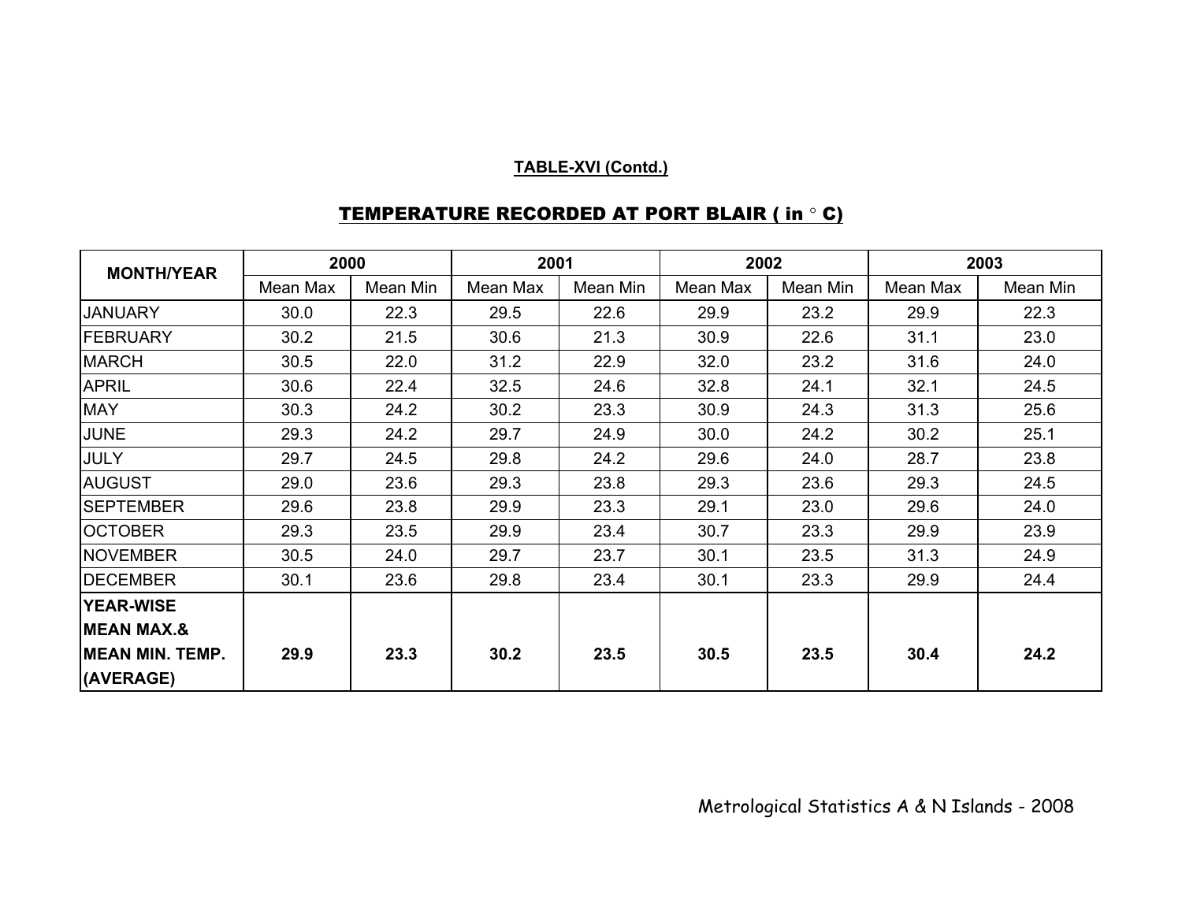**TABLE-XVI (Contd.)**

## TEMPERATURE RECORDED AT PORT BLAIR ( in ° C)

| MONTH/YEAR | 2000 | | 2001 | | 2002 | | 2003 | |
|---|---|---|---|---|---|---|---|---|
| | Mean Max | Mean Min | Mean Max | Mean Min | Mean Max | Mean Min | Mean Max | Mean Min |
| JANUARY | 30.0 | 22.3 | 29.5 | 22.6 | 29.9 | 23.2 | 29.9 | 22.3 |
| FEBRUARY | 30.2 | 21.5 | 30.6 | 21.3 | 30.9 | 22.6 | 31.1 | 23.0 |
| MARCH | 30.5 | 22.0 | 31.2 | 22.9 | 32.0 | 23.2 | 31.6 | 24.0 |
| APRIL | 30.6 | 22.4 | 32.5 | 24.6 | 32.8 | 24.1 | 32.1 | 24.5 |
| MAY | 30.3 | 24.2 | 30.2 | 23.3 | 30.9 | 24.3 | 31.3 | 25.6 |
| JUNE | 29.3 | 24.2 | 29.7 | 24.9 | 30.0 | 24.2 | 30.2 | 25.1 |
| JULY | 29.7 | 24.5 | 29.8 | 24.2 | 29.6 | 24.0 | 28.7 | 23.8 |
| AUGUST | 29.0 | 23.6 | 29.3 | 23.8 | 29.3 | 23.6 | 29.3 | 24.5 |
| SEPTEMBER | 29.6 | 23.8 | 29.9 | 23.3 | 29.1 | 23.0 | 29.6 | 24.0 |
| OCTOBER | 29.3 | 23.5 | 29.9 | 23.4 | 30.7 | 23.3 | 29.9 | 23.9 |
| NOVEMBER | 30.5 | 24.0 | 29.7 | 23.7 | 30.1 | 23.5 | 31.3 | 24.9 |
| DECEMBER | 30.1 | 23.6 | 29.8 | 23.4 | 30.1 | 23.3 | 29.9 | 24.4 |
| **YEAR-WISE MEAN MAX.& MEAN MIN. TEMP. (AVERAGE)** | **29.9** | **23.3** | **30.2** | **23.5** | **30.5** | **23.5** | **30.4** | **24.2** |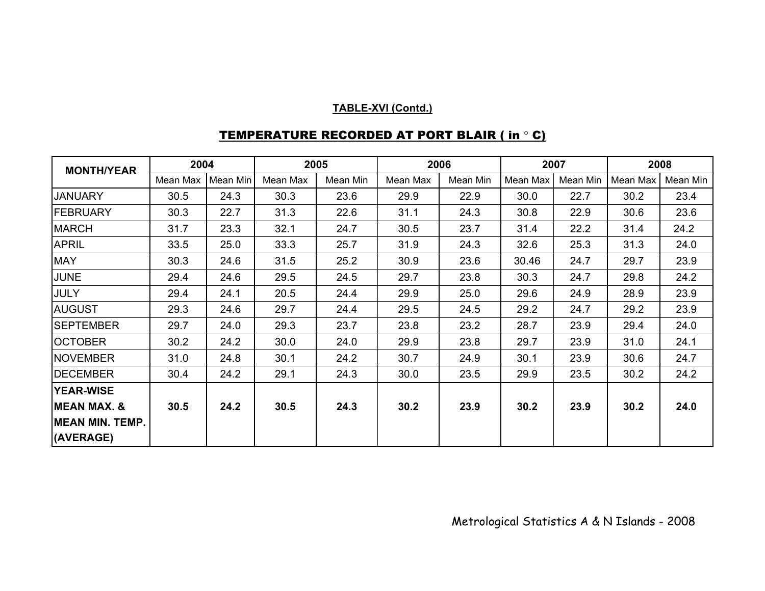**TABLE-XVI (Contd.)**

## TEMPERATURE RECORDED AT PORT BLAIR ( in ° C)

| MONTH/YEAR | 2004 | | 2005 | | 2006 | | 2007 | | 2008 | |
|---|---|---|---|---|---|---|---|---|---|---|
| | Mean Max | Mean Min | Mean Max | Mean Min | Mean Max | Mean Min | Mean Max | Mean Min | Mean Max | Mean Min |
| JANUARY | 30.5 | 24.3 | 30.3 | 23.6 | 29.9 | 22.9 | 30.0 | 22.7 | 30.2 | 23.4 |
| FEBRUARY | 30.3 | 22.7 | 31.3 | 22.6 | 31.1 | 24.3 | 30.8 | 22.9 | 30.6 | 23.6 |
| MARCH | 31.7 | 23.3 | 32.1 | 24.7 | 30.5 | 23.7 | 31.4 | 22.2 | 31.4 | 24.2 |
| APRIL | 33.5 | 25.0 | 33.3 | 25.7 | 31.9 | 24.3 | 32.6 | 25.3 | 31.3 | 24.0 |
| MAY | 30.3 | 24.6 | 31.5 | 25.2 | 30.9 | 23.6 | 30.46 | 24.7 | 29.7 | 23.9 |
| JUNE | 29.4 | 24.6 | 29.5 | 24.5 | 29.7 | 23.8 | 30.3 | 24.7 | 29.8 | 24.2 |
| JULY | 29.4 | 24.1 | 20.5 | 24.4 | 29.9 | 25.0 | 29.6 | 24.9 | 28.9 | 23.9 |
| AUGUST | 29.3 | 24.6 | 29.7 | 24.4 | 29.5 | 24.5 | 29.2 | 24.7 | 29.2 | 23.9 |
| SEPTEMBER | 29.7 | 24.0 | 29.3 | 23.7 | 23.8 | 23.2 | 28.7 | 23.9 | 29.4 | 24.0 |
| OCTOBER | 30.2 | 24.2 | 30.0 | 24.0 | 29.9 | 23.8 | 29.7 | 23.9 | 31.0 | 24.1 |
| NOVEMBER | 31.0 | 24.8 | 30.1 | 24.2 | 30.7 | 24.9 | 30.1 | 23.9 | 30.6 | 24.7 |
| DECEMBER | 30.4 | 24.2 | 29.1 | 24.3 | 30.0 | 23.5 | 29.9 | 23.5 | 30.2 | 24.2 |
| **YEAR-WISE MEAN MAX. & MEAN MIN. TEMP. (AVERAGE)** | **30.5** | **24.2** | **30.5** | **24.3** | **30.2** | **23.9** | **30.2** | **23.9** | **30.2** | **24.0** |

Metrological Statistics A & N Islands - 2008